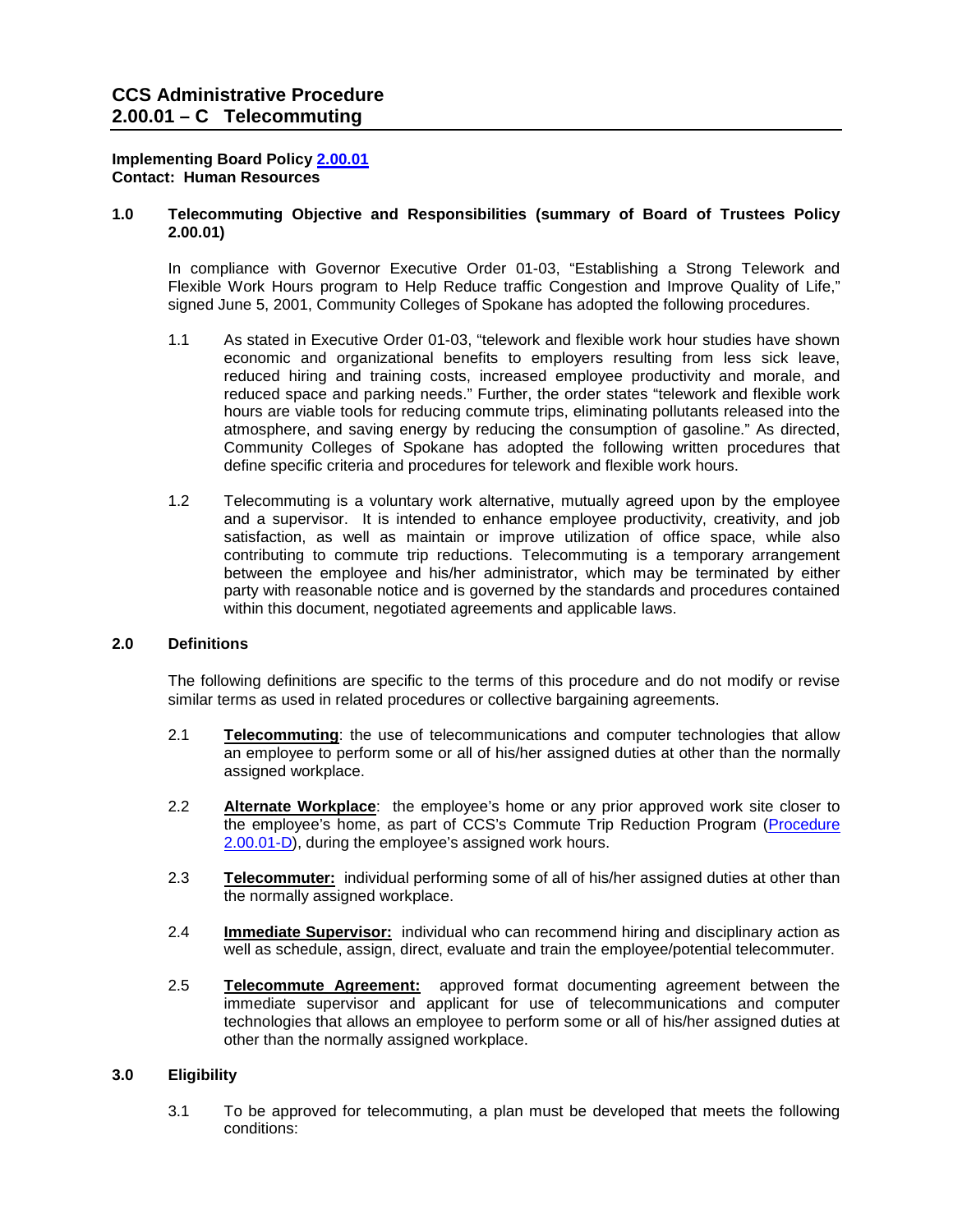# CCS Administrative Procedure 2.00.01 – C Telecommuting

**Implementing Board Policy [2.00.01]**
**Contact: Human Resources**

## 1.0 Telecommuting Objective and Responsibilities (summary of Board of Trustees Policy 2.00.01)

In compliance with Governor Executive Order 01-03, "Establishing a Strong Telework and Flexible Work Hours program to Help Reduce traffic Congestion and Improve Quality of Life," signed June 5, 2001, Community Colleges of Spokane has adopted the following procedures.

1.1 As stated in Executive Order 01-03, "telework and flexible work hour studies have shown economic and organizational benefits to employers resulting from less sick leave, reduced hiring and training costs, increased employee productivity and morale, and reduced space and parking needs." Further, the order states "telework and flexible work hours are viable tools for reducing commute trips, eliminating pollutants released into the atmosphere, and saving energy by reducing the consumption of gasoline." As directed, Community Colleges of Spokane has adopted the following written procedures that define specific criteria and procedures for telework and flexible work hours.

1.2 Telecommuting is a voluntary work alternative, mutually agreed upon by the employee and a supervisor. It is intended to enhance employee productivity, creativity, and job satisfaction, as well as maintain or improve utilization of office space, while also contributing to commute trip reductions. Telecommuting is a temporary arrangement between the employee and his/her administrator, which may be terminated by either party with reasonable notice and is governed by the standards and procedures contained within this document, negotiated agreements and applicable laws.

## 2.0 Definitions

The following definitions are specific to the terms of this procedure and do not modify or revise similar terms as used in related procedures or collective bargaining agreements.

2.1 **Telecommuting**: the use of telecommunications and computer technologies that allow an employee to perform some or all of his/her assigned duties at other than the normally assigned workplace.

2.2 **Alternate Workplace**: the employee's home or any prior approved work site closer to the employee's home, as part of CCS's Commute Trip Reduction Program ([Procedure 2.00.01-D]), during the employee's assigned work hours.

2.3 **Telecommuter:** individual performing some of all of his/her assigned duties at other than the normally assigned workplace.

2.4 **Immediate Supervisor:** individual who can recommend hiring and disciplinary action as well as schedule, assign, direct, evaluate and train the employee/potential telecommuter.

2.5 **Telecommute Agreement:** approved format documenting agreement between the immediate supervisor and applicant for use of telecommunications and computer technologies that allows an employee to perform some or all of his/her assigned duties at other than the normally assigned workplace.

## 3.0 Eligibility

3.1 To be approved for telecommuting, a plan must be developed that meets the following conditions: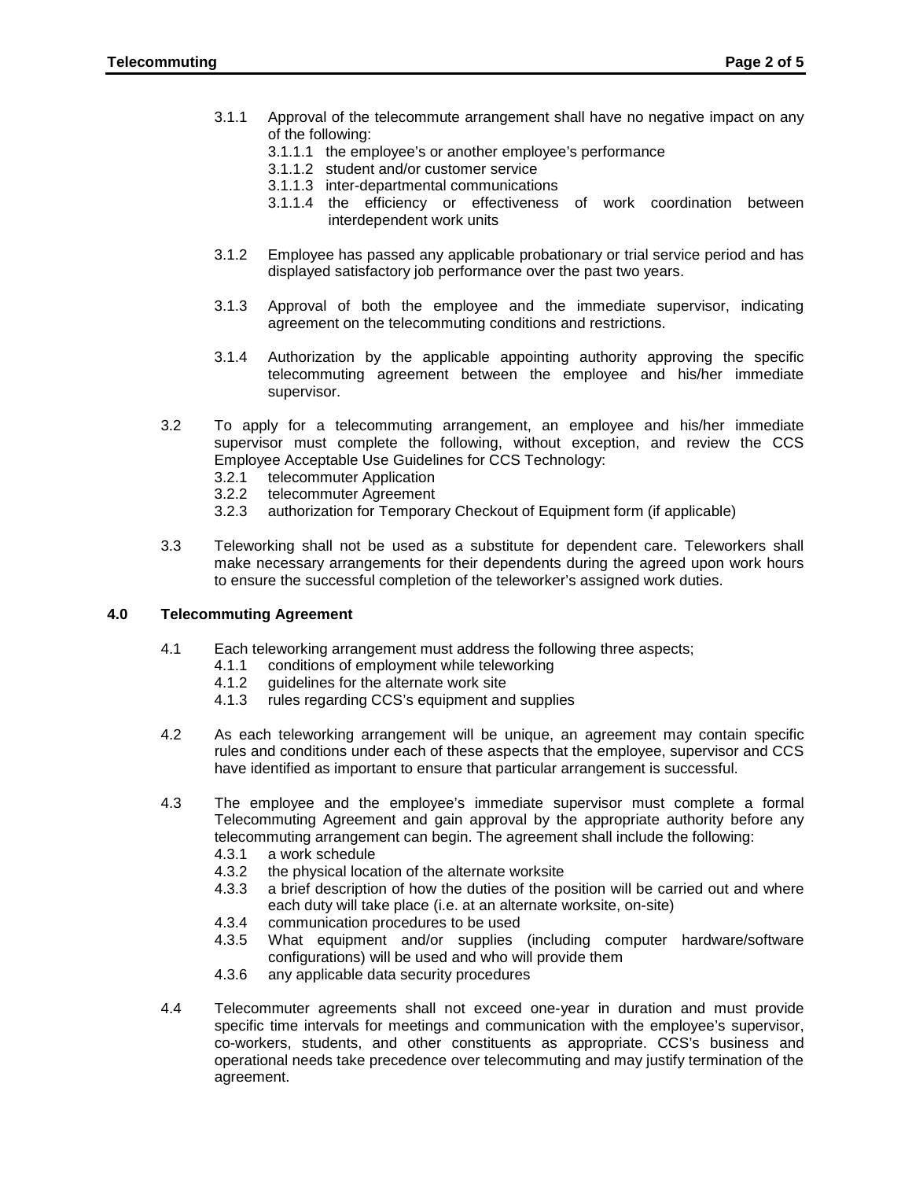3.1.1 Approval of the telecommute arrangement shall have no negative impact on any of the following:

3.1.1.1 the employee's or another employee's performance

3.1.1.2 student and/or customer service

3.1.1.3 inter-departmental communications

3.1.1.4 the efficiency or effectiveness of work coordination between interdependent work units

3.1.2 Employee has passed any applicable probationary or trial service period and has displayed satisfactory job performance over the past two years.

3.1.3 Approval of both the employee and the immediate supervisor, indicating agreement on the telecommuting conditions and restrictions.

3.1.4 Authorization by the applicable appointing authority approving the specific telecommuting agreement between the employee and his/her immediate supervisor.

3.2 To apply for a telecommuting arrangement, an employee and his/her immediate supervisor must complete the following, without exception, and review the CCS Employee Acceptable Use Guidelines for CCS Technology:

3.2.1 telecommuter Application

3.2.2 telecommuter Agreement

3.2.3 authorization for Temporary Checkout of Equipment form (if applicable)

3.3 Teleworking shall not be used as a substitute for dependent care. Teleworkers shall make necessary arrangements for their dependents during the agreed upon work hours to ensure the successful completion of the teleworker's assigned work duties.

## 4.0 Telecommuting Agreement

4.1 Each teleworking arrangement must address the following three aspects;

4.1.1 conditions of employment while teleworking

4.1.2 guidelines for the alternate work site

4.1.3 rules regarding CCS's equipment and supplies

4.2 As each teleworking arrangement will be unique, an agreement may contain specific rules and conditions under each of these aspects that the employee, supervisor and CCS have identified as important to ensure that particular arrangement is successful.

4.3 The employee and the employee's immediate supervisor must complete a formal Telecommuting Agreement and gain approval by the appropriate authority before any telecommuting arrangement can begin. The agreement shall include the following:

4.3.1 a work schedule

4.3.2 the physical location of the alternate worksite

4.3.3 a brief description of how the duties of the position will be carried out and where each duty will take place (i.e. at an alternate worksite, on-site)

4.3.4 communication procedures to be used

4.3.5 What equipment and/or supplies (including computer hardware/software configurations) will be used and who will provide them

4.3.6 any applicable data security procedures

4.4 Telecommuter agreements shall not exceed one-year in duration and must provide specific time intervals for meetings and communication with the employee's supervisor, co-workers, students, and other constituents as appropriate. CCS's business and operational needs take precedence over telecommuting and may justify termination of the agreement.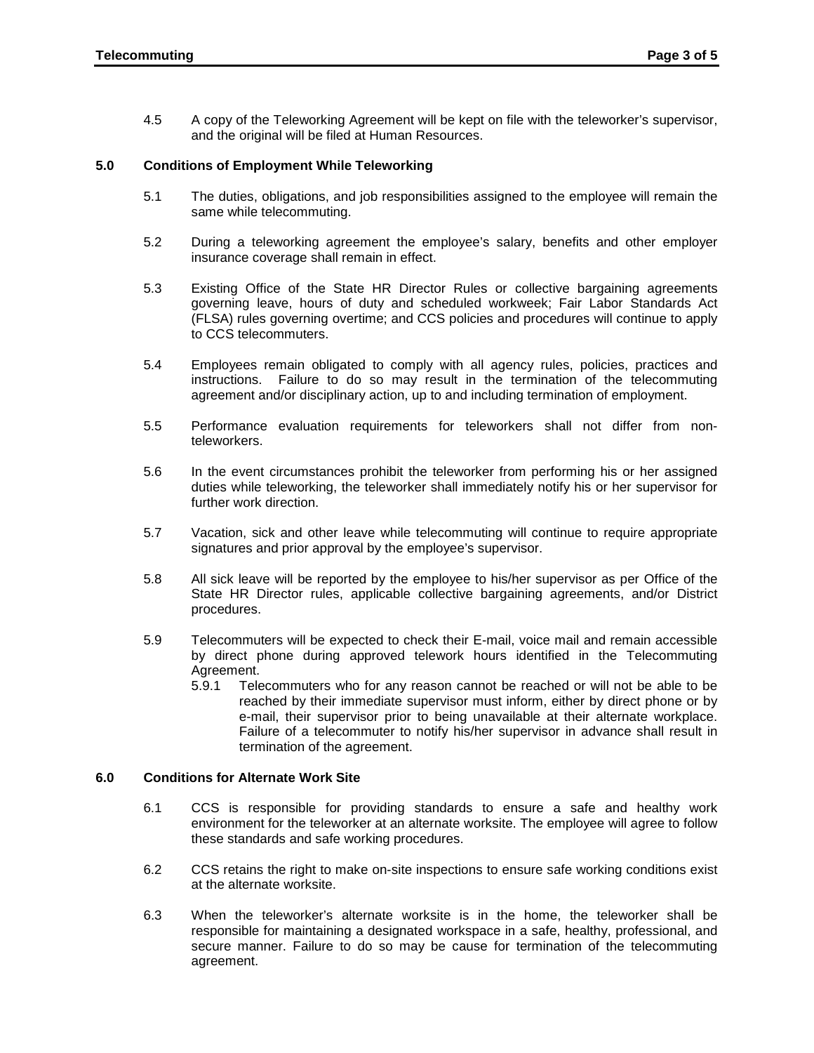4.5 A copy of the Teleworking Agreement will be kept on file with the teleworker's supervisor, and the original will be filed at Human Resources.

## 5.0 Conditions of Employment While Teleworking

5.1 The duties, obligations, and job responsibilities assigned to the employee will remain the same while telecommuting.

5.2 During a teleworking agreement the employee's salary, benefits and other employer insurance coverage shall remain in effect.

5.3 Existing Office of the State HR Director Rules or collective bargaining agreements governing leave, hours of duty and scheduled workweek; Fair Labor Standards Act (FLSA) rules governing overtime; and CCS policies and procedures will continue to apply to CCS telecommuters.

5.4 Employees remain obligated to comply with all agency rules, policies, practices and instructions. Failure to do so may result in the termination of the telecommuting agreement and/or disciplinary action, up to and including termination of employment.

5.5 Performance evaluation requirements for teleworkers shall not differ from non-teleworkers.

5.6 In the event circumstances prohibit the teleworker from performing his or her assigned duties while teleworking, the teleworker shall immediately notify his or her supervisor for further work direction.

5.7 Vacation, sick and other leave while telecommuting will continue to require appropriate signatures and prior approval by the employee's supervisor.

5.8 All sick leave will be reported by the employee to his/her supervisor as per Office of the State HR Director rules, applicable collective bargaining agreements, and/or District procedures.

5.9 Telecommuters will be expected to check their E-mail, voice mail and remain accessible by direct phone during approved telework hours identified in the Telecommuting Agreement.

5.9.1 Telecommuters who for any reason cannot be reached or will not be able to be reached by their immediate supervisor must inform, either by direct phone or by e-mail, their supervisor prior to being unavailable at their alternate workplace. Failure of a telecommuter to notify his/her supervisor in advance shall result in termination of the agreement.

## 6.0 Conditions for Alternate Work Site

6.1 CCS is responsible for providing standards to ensure a safe and healthy work environment for the teleworker at an alternate worksite. The employee will agree to follow these standards and safe working procedures.

6.2 CCS retains the right to make on-site inspections to ensure safe working conditions exist at the alternate worksite.

6.3 When the teleworker's alternate worksite is in the home, the teleworker shall be responsible for maintaining a designated workspace in a safe, healthy, professional, and secure manner. Failure to do so may be cause for termination of the telecommuting agreement.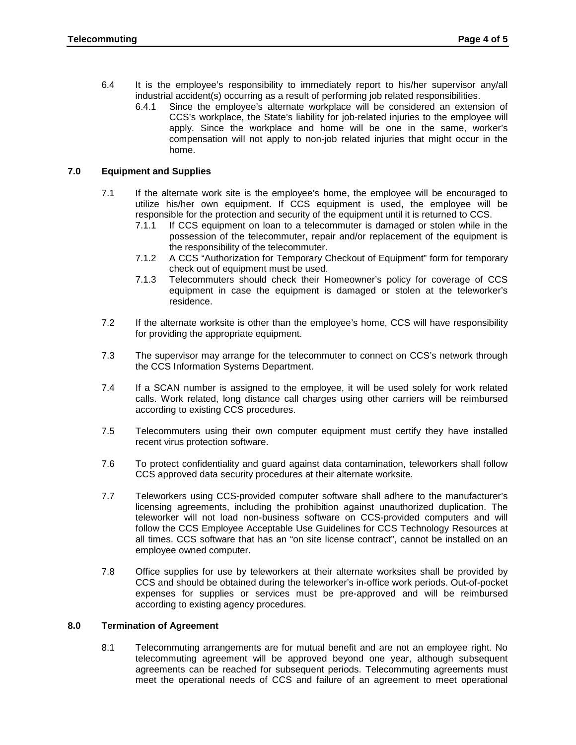6.4 It is the employee's responsibility to immediately report to his/her supervisor any/all industrial accident(s) occurring as a result of performing job related responsibilities.

6.4.1 Since the employee's alternate workplace will be considered an extension of CCS's workplace, the State's liability for job-related injuries to the employee will apply. Since the workplace and home will be one in the same, worker's compensation will not apply to non-job related injuries that might occur in the home.

## 7.0 Equipment and Supplies

7.1 If the alternate work site is the employee's home, the employee will be encouraged to utilize his/her own equipment. If CCS equipment is used, the employee will be responsible for the protection and security of the equipment until it is returned to CCS.

7.1.1 If CCS equipment on loan to a telecommuter is damaged or stolen while in the possession of the telecommuter, repair and/or replacement of the equipment is the responsibility of the telecommuter.

7.1.2 A CCS "Authorization for Temporary Checkout of Equipment" form for temporary check out of equipment must be used.

7.1.3 Telecommuters should check their Homeowner's policy for coverage of CCS equipment in case the equipment is damaged or stolen at the teleworker's residence.

7.2 If the alternate worksite is other than the employee's home, CCS will have responsibility for providing the appropriate equipment.

7.3 The supervisor may arrange for the telecommuter to connect on CCS's network through the CCS Information Systems Department.

7.4 If a SCAN number is assigned to the employee, it will be used solely for work related calls. Work related, long distance call charges using other carriers will be reimbursed according to existing CCS procedures.

7.5 Telecommuters using their own computer equipment must certify they have installed recent virus protection software.

7.6 To protect confidentiality and guard against data contamination, teleworkers shall follow CCS approved data security procedures at their alternate worksite.

7.7 Teleworkers using CCS-provided computer software shall adhere to the manufacturer's licensing agreements, including the prohibition against unauthorized duplication. The teleworker will not load non-business software on CCS-provided computers and will follow the CCS Employee Acceptable Use Guidelines for CCS Technology Resources at all times. CCS software that has an "on site license contract", cannot be installed on an employee owned computer.

7.8 Office supplies for use by teleworkers at their alternate worksites shall be provided by CCS and should be obtained during the teleworker's in-office work periods. Out-of-pocket expenses for supplies or services must be pre-approved and will be reimbursed according to existing agency procedures.

## 8.0 Termination of Agreement

8.1 Telecommuting arrangements are for mutual benefit and are not an employee right. No telecommuting agreement will be approved beyond one year, although subsequent agreements can be reached for subsequent periods. Telecommuting agreements must meet the operational needs of CCS and failure of an agreement to meet operational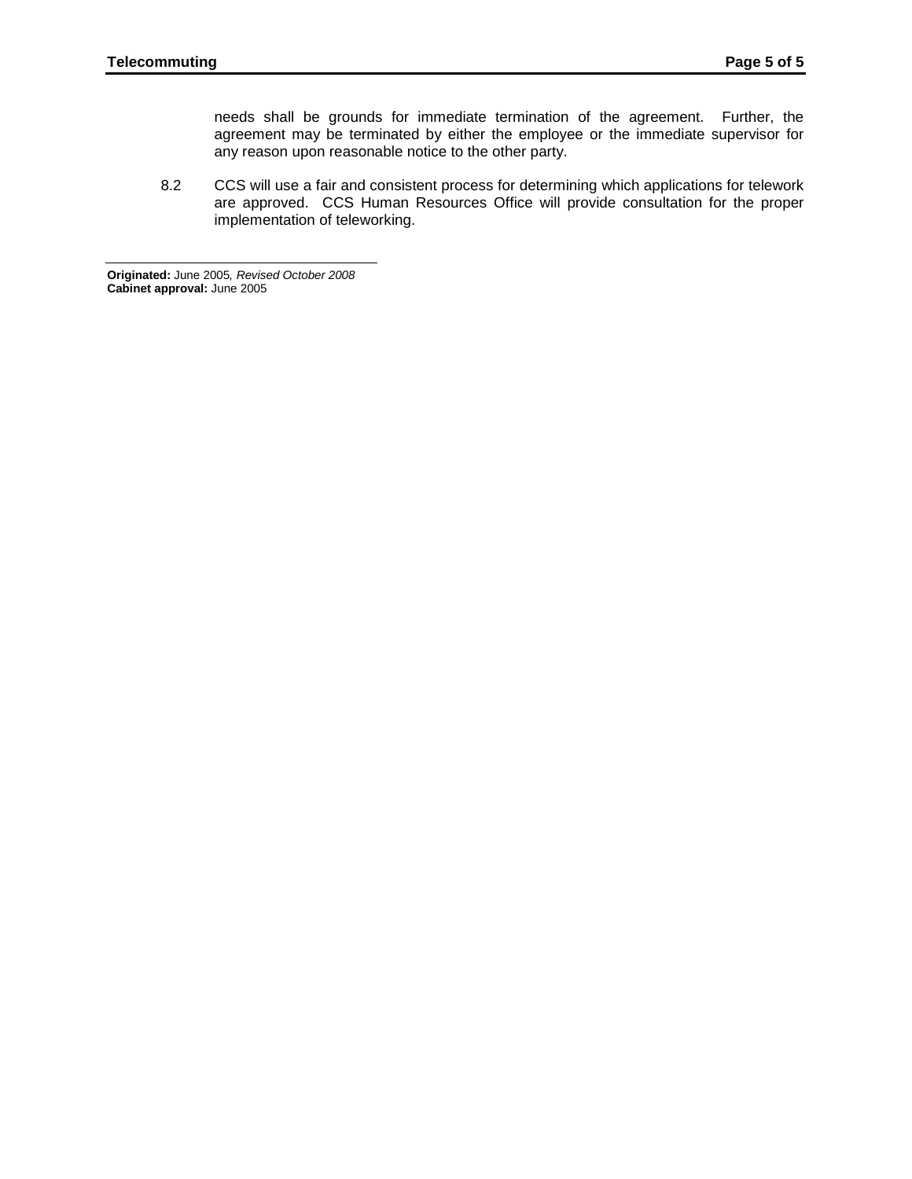needs shall be grounds for immediate termination of the agreement. Further, the agreement may be terminated by either the employee or the immediate supervisor for any reason upon reasonable notice to the other party.

8.2 CCS will use a fair and consistent process for determining which applications for telework are approved. CCS Human Resources Office will provide consultation for the proper implementation of teleworking.

---

**Originated:** June 2005*, Revised October 2008*
**Cabinet approval:** June 2005